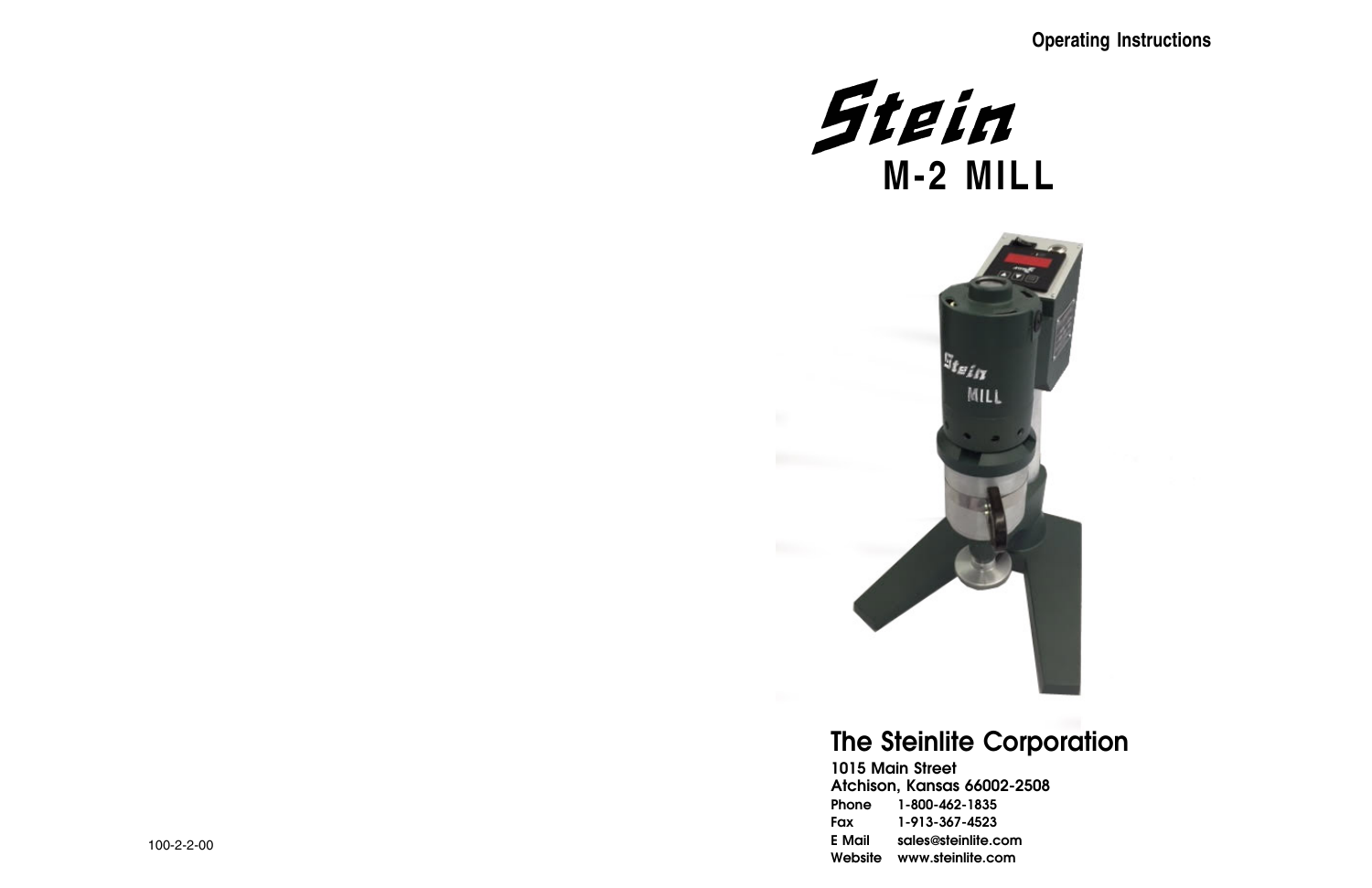**Operating Instructions**

# Stein

# M-2 MILL

## The Steinlite Corporation

**1015 Main Street**
**Atchison, Kansas 66002-2508**

| | |
|---|---|
| **Phone** | **1-800-462-1835** |
| **Fax** | **1-913-367-4523** |
| **E Mail** | **sales@steinlite.com** |
| **Website** | **www.steinlite.com** |

100-2-2-00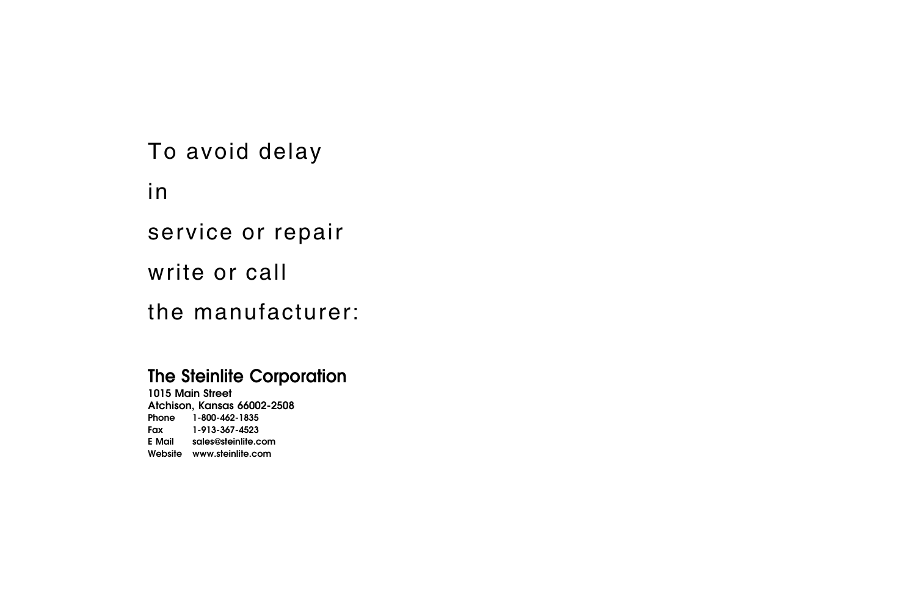To avoid delay

in

service or repair

write or call

the manufacturer:

**The Steinlite Corporation**

**1015 Main Street**
**Atchison, Kansas 66002-2508**

| | |
|---|---|
| **Phone** | **1-800-462-1835** |
| **Fax** | **1-913-367-4523** |
| **E Mail** | **sales@steinlite.com** |
| **Website** | **www.steinlite.com** |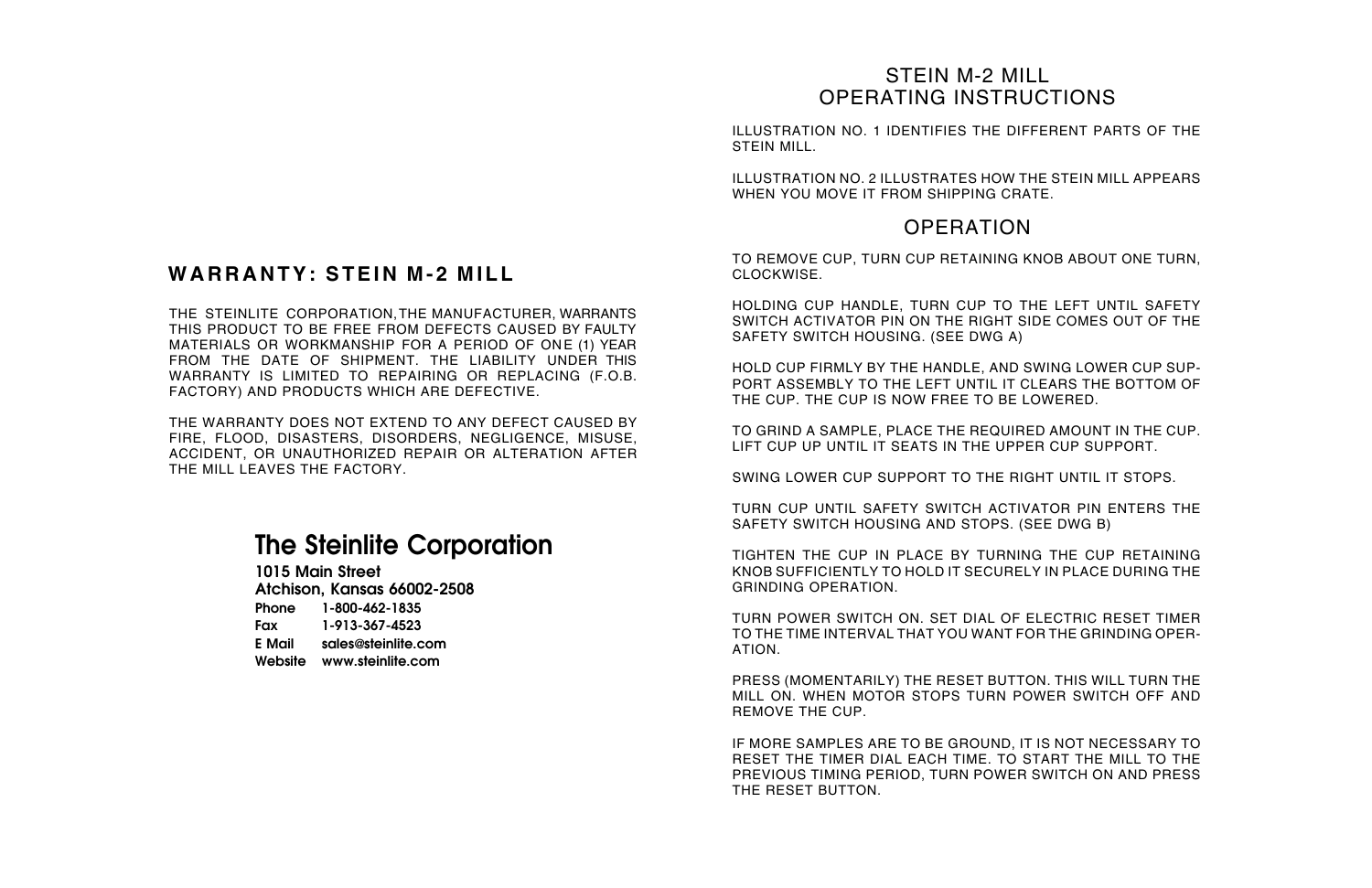## WARRANTY: STEIN M-2 MILL

THE STEINLITE CORPORATION, THE MANUFACTURER, WARRANTS THIS PRODUCT TO BE FREE FROM DEFECTS CAUSED BY FAULTY MATERIALS OR WORKMANSHIP FOR A PERIOD OF ONE (1) YEAR FROM THE DATE OF SHIPMENT. THE LIABILITY UNDER THIS WARRANTY IS LIMITED TO REPAIRING OR REPLACING (F.O.B. FACTORY) AND PRODUCTS WHICH ARE DEFECTIVE.

THE WARRANTY DOES NOT EXTEND TO ANY DEFECT CAUSED BY FIRE, FLOOD, DISASTERS, DISORDERS, NEGLIGENCE, MISUSE, ACCIDENT, OR UNAUTHORIZED REPAIR OR ALTERATION AFTER THE MILL LEAVES THE FACTORY.

## The Steinlite Corporation

**1015 Main Street**
**Atchison, Kansas 66002-2508**

**Phone** 1-800-462-1835
**Fax** 1-913-367-4523
**E Mail** sales@steinlite.com
**Website** www.steinlite.com

# STEIN M-2 MILL
# OPERATING INSTRUCTIONS

ILLUSTRATION NO. 1 IDENTIFIES THE DIFFERENT PARTS OF THE STEIN MILL.

ILLUSTRATION NO. 2 ILLUSTRATES HOW THE STEIN MILL APPEARS WHEN YOU MOVE IT FROM SHIPPING CRATE.

## OPERATION

TO REMOVE CUP, TURN CUP RETAINING KNOB ABOUT ONE TURN, CLOCKWISE.

HOLDING CUP HANDLE, TURN CUP TO THE LEFT UNTIL SAFETY SWITCH ACTIVATOR PIN ON THE RIGHT SIDE COMES OUT OF THE SAFETY SWITCH HOUSING. (SEE DWG A)

HOLD CUP FIRMLY BY THE HANDLE, AND SWING LOWER CUP SUPPORT ASSEMBLY TO THE LEFT UNTIL IT CLEARS THE BOTTOM OF THE CUP. THE CUP IS NOW FREE TO BE LOWERED.

TO GRIND A SAMPLE, PLACE THE REQUIRED AMOUNT IN THE CUP. LIFT CUP UP UNTIL IT SEATS IN THE UPPER CUP SUPPORT.

SWING LOWER CUP SUPPORT TO THE RIGHT UNTIL IT STOPS.

TURN CUP UNTIL SAFETY SWITCH ACTIVATOR PIN ENTERS THE SAFETY SWITCH HOUSING AND STOPS. (SEE DWG B)

TIGHTEN THE CUP IN PLACE BY TURNING THE CUP RETAINING KNOB SUFFICIENTLY TO HOLD IT SECURELY IN PLACE DURING THE GRINDING OPERATION.

TURN POWER SWITCH ON. SET DIAL OF ELECTRIC RESET TIMER TO THE TIME INTERVAL THAT YOU WANT FOR THE GRINDING OPERATION.

PRESS (MOMENTARILY) THE RESET BUTTON. THIS WILL TURN THE MILL ON. WHEN MOTOR STOPS TURN POWER SWITCH OFF AND REMOVE THE CUP.

IF MORE SAMPLES ARE TO BE GROUND, IT IS NOT NECESSARY TO RESET THE TIMER DIAL EACH TIME. TO START THE MILL TO THE PREVIOUS TIMING PERIOD, TURN POWER SWITCH ON AND PRESS THE RESET BUTTON.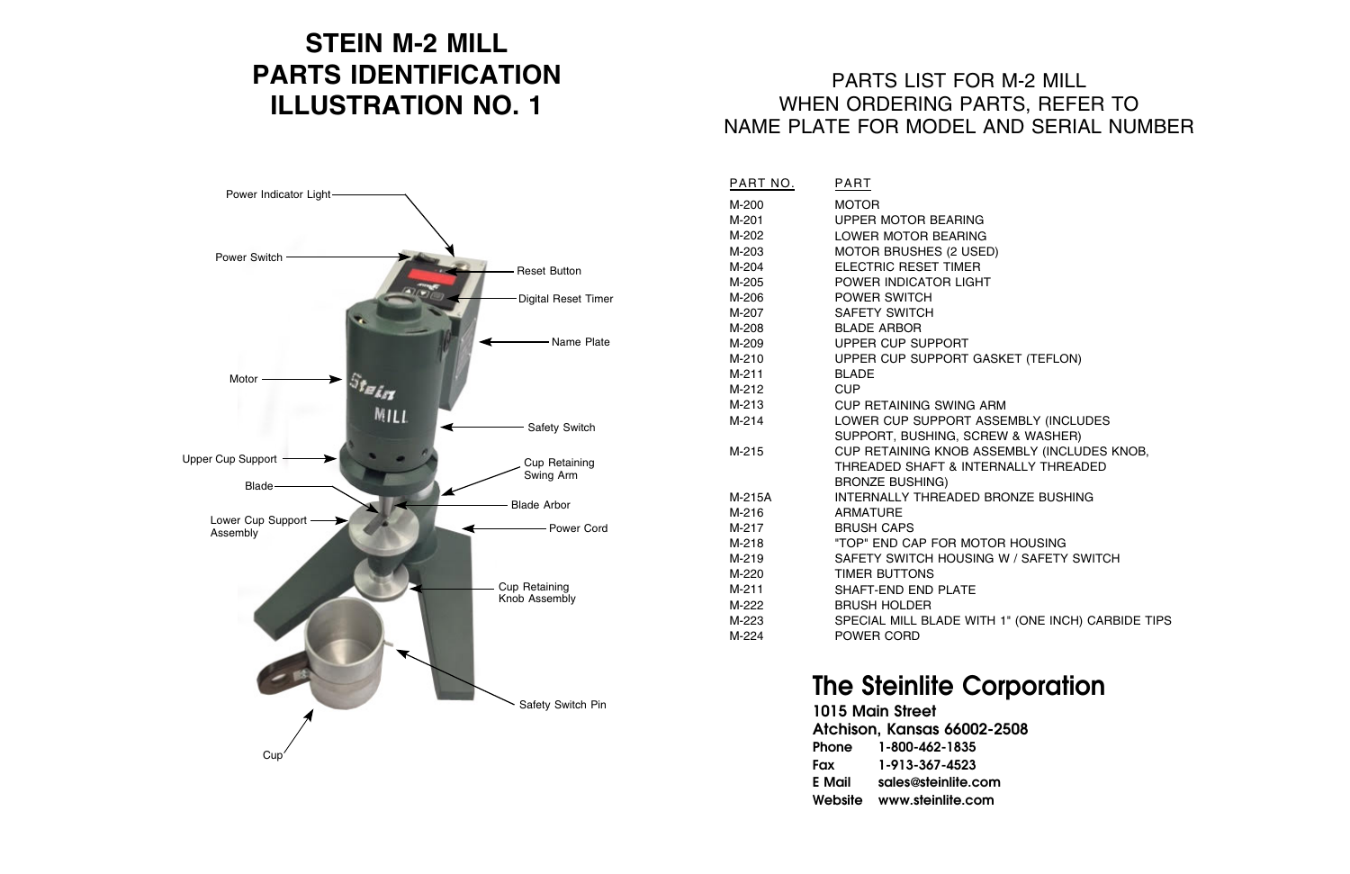# STEIN M-2 MILL PARTS IDENTIFICATION ILLUSTRATION NO. 1

Power Indicator Light

Power Switch

Reset Button

Digital Reset Timer

Name Plate

Motor

Safety Switch

Upper Cup Support

Cup Retaining Swing Arm

Blade

Blade Arbor

Lower Cup Support Assembly

Power Cord

Cup Retaining Knob Assembly

Safety Switch Pin

Cup

## PARTS LIST FOR M-2 MILL WHEN ORDERING PARTS, REFER TO NAME PLATE FOR MODEL AND SERIAL NUMBER

| PART NO. | PART |
|---|---|
| M-200 | MOTOR |
| M-201 | UPPER MOTOR BEARING |
| M-202 | LOWER MOTOR BEARING |
| M-203 | MOTOR BRUSHES (2 USED) |
| M-204 | ELECTRIC RESET TIMER |
| M-205 | POWER INDICATOR LIGHT |
| M-206 | POWER SWITCH |
| M-207 | SAFETY SWITCH |
| M-208 | BLADE ARBOR |
| M-209 | UPPER CUP SUPPORT |
| M-210 | UPPER CUP SUPPORT GASKET (TEFLON) |
| M-211 | BLADE |
| M-212 | CUP |
| M-213 | CUP RETAINING SWING ARM |
| M-214 | LOWER CUP SUPPORT ASSEMBLY (INCLUDES SUPPORT, BUSHING, SCREW & WASHER) |
| M-215 | CUP RETAINING KNOB ASSEMBLY (INCLUDES KNOB, THREADED SHAFT & INTERNALLY THREADED BRONZE BUSHING) |
| M-215A | INTERNALLY THREADED BRONZE BUSHING |
| M-216 | ARMATURE |
| M-217 | BRUSH CAPS |
| M-218 | "TOP" END CAP FOR MOTOR HOUSING |
| M-219 | SAFETY SWITCH HOUSING W / SAFETY SWITCH |
| M-220 | TIMER BUTTONS |
| M-211 | SHAFT-END END PLATE |
| M-222 | BRUSH HOLDER |
| M-223 | SPECIAL MILL BLADE WITH 1" (ONE INCH) CARBIDE TIPS |
| M-224 | POWER CORD |

## The Steinlite Corporation

**1015 Main Street**
**Atchison, Kansas 66002-2508**

**Phone** 1-800-462-1835
**Fax** 1-913-367-4523
**E Mail** sales@steinlite.com
**Website** www.steinlite.com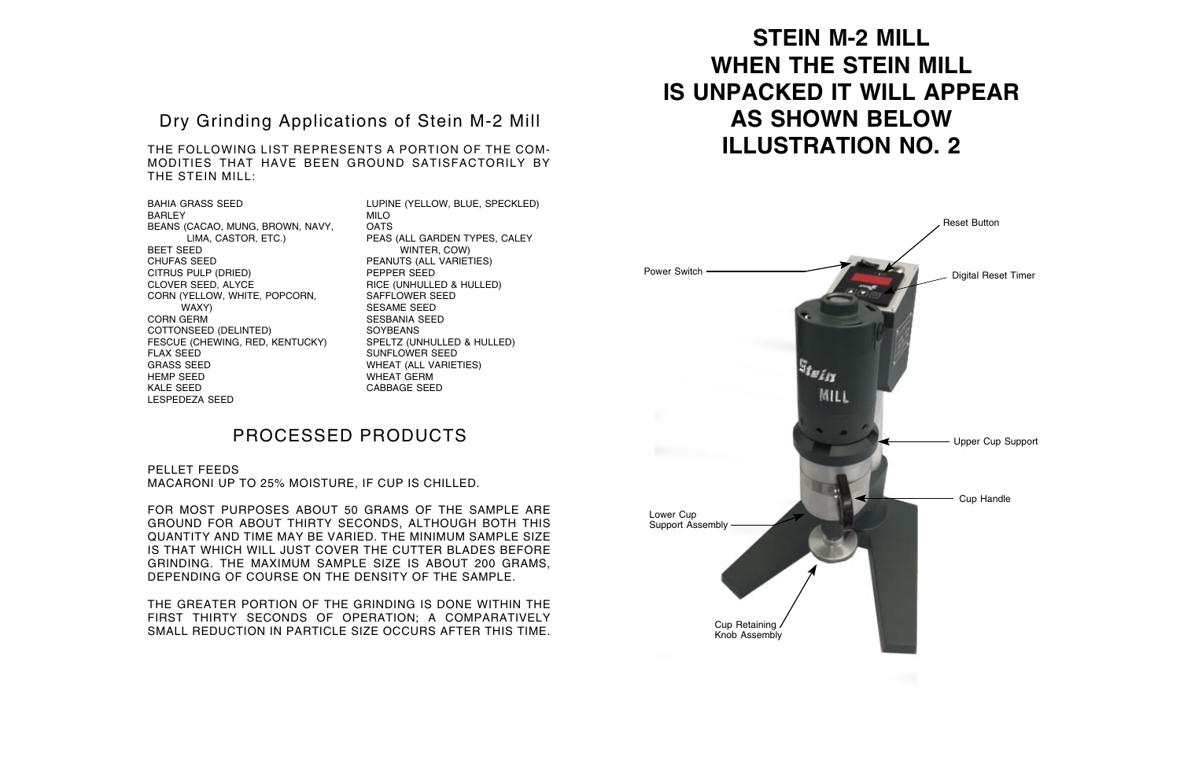## Dry Grinding Applications of Stein M-2 Mill

THE FOLLOWING LIST REPRESENTS A PORTION OF THE COMMODITIES THAT HAVE BEEN GROUND SATISFACTORILY BY THE STEIN MILL:

BAHIA GRASS SEED
BARLEY
BEANS (CACAO, MUNG, BROWN, NAVY, LIMA, CASTOR, ETC.)
BEET SEED
CHUFAS SEED
CITRUS PULP (DRIED)
CLOVER SEED, ALYCE
CORN (YELLOW, WHITE, POPCORN, WAXY)
CORN GERM
COTTONSEED (DELINTED)
FESCUE (CHEWING, RED, KENTUCKY)
FLAX SEED
GRASS SEED
HEMP SEED
KALE SEED
LESPEDEZA SEED
LUPINE (YELLOW, BLUE, SPECKLED)
MILO
OATS
PEAS (ALL GARDEN TYPES, CALEY WINTER, COW)
PEANUTS (ALL VARIETIES)
PEPPER SEED
RICE (UNHULLED & HULLED)
SAFFLOWER SEED
SESAME SEED
SESBANIA SEED
SOYBEANS
SPELTZ (UNHULLED & HULLED)
SUNFLOWER SEED
WHEAT (ALL VARIETIES)
WHEAT GERM
CABBAGE SEED

## PROCESSED PRODUCTS

PELLET FEEDS
MACARONI UP TO 25% MOISTURE, IF CUP IS CHILLED.

FOR MOST PURPOSES ABOUT 50 GRAMS OF THE SAMPLE ARE GROUND FOR ABOUT THIRTY SECONDS, ALTHOUGH BOTH THIS QUANTITY AND TIME MAY BE VARIED. THE MINIMUM SAMPLE SIZE IS THAT WHICH WILL JUST COVER THE CUTTER BLADES BEFORE GRINDING. THE MAXIMUM SAMPLE SIZE IS ABOUT 200 GRAMS, DEPENDING OF COURSE ON THE DENSITY OF THE SAMPLE.

THE GREATER PORTION OF THE GRINDING IS DONE WITHIN THE FIRST THIRTY SECONDS OF OPERATION; A COMPARATIVELY SMALL REDUCTION IN PARTICLE SIZE OCCURS AFTER THIS TIME.

# STEIN M-2 MILL WHEN THE STEIN MILL IS UNPACKED IT WILL APPEAR AS SHOWN BELOW ILLUSTRATION NO. 2

Power Switch
Reset Button
Digital Reset Timer
Upper Cup Support
Cup Handle
Lower Cup Support Assembly
Cup Retaining Knob Assembly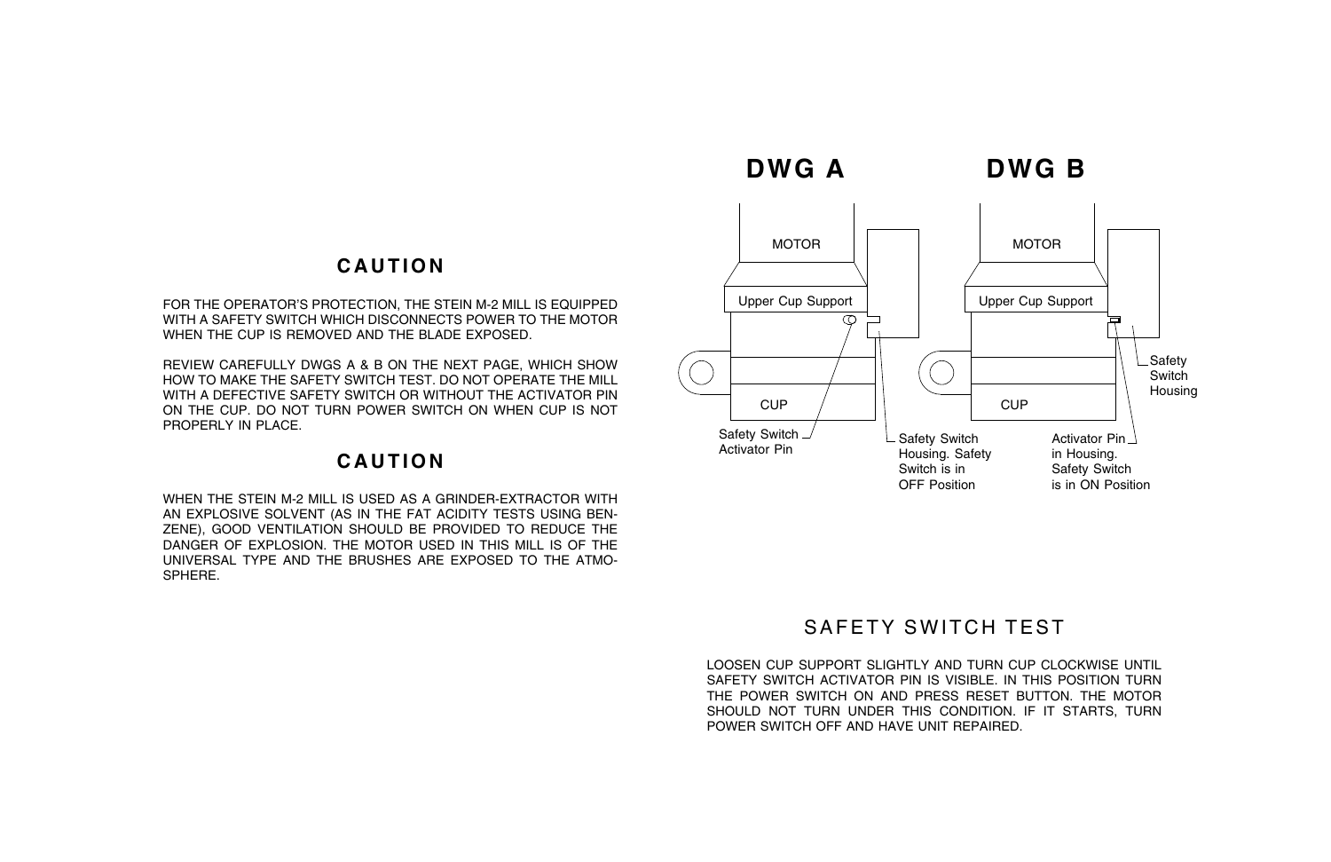## CAUTION

FOR THE OPERATOR'S PROTECTION, THE STEIN M-2 MILL IS EQUIPPED WITH A SAFETY SWITCH WHICH DISCONNECTS POWER TO THE MOTOR WHEN THE CUP IS REMOVED AND THE BLADE EXPOSED.

REVIEW CAREFULLY DWGS A & B ON THE NEXT PAGE, WHICH SHOW HOW TO MAKE THE SAFETY SWITCH TEST. DO NOT OPERATE THE MILL WITH A DEFECTIVE SAFETY SWITCH OR WITHOUT THE ACTIVATOR PIN ON THE CUP. DO NOT TURN POWER SWITCH ON WHEN CUP IS NOT PROPERLY IN PLACE.

## CAUTION

WHEN THE STEIN M-2 MILL IS USED AS A GRINDER-EXTRACTOR WITH AN EXPLOSIVE SOLVENT (AS IN THE FAT ACIDITY TESTS USING BENZENE), GOOD VENTILATION SHOULD BE PROVIDED TO REDUCE THE DANGER OF EXPLOSION. THE MOTOR USED IN THIS MILL IS OF THE UNIVERSAL TYPE AND THE BRUSHES ARE EXPOSED TO THE ATMOSPHERE.

**DWG A**

MOTOR

Upper Cup Support

CUP

Safety Switch Activator Pin

Safety Switch Housing. Safety Switch is in OFF Position

**DWG B**

MOTOR

Upper Cup Support

CUP

Safety Switch Housing

Activator Pin in Housing. Safety Switch is in ON Position

## SAFETY SWITCH TEST

LOOSEN CUP SUPPORT SLIGHTLY AND TURN CUP CLOCKWISE UNTIL SAFETY SWITCH ACTIVATOR PIN IS VISIBLE. IN THIS POSITION TURN THE POWER SWITCH ON AND PRESS RESET BUTTON. THE MOTOR SHOULD NOT TURN UNDER THIS CONDITION. IF IT STARTS, TURN POWER SWITCH OFF AND HAVE UNIT REPAIRED.